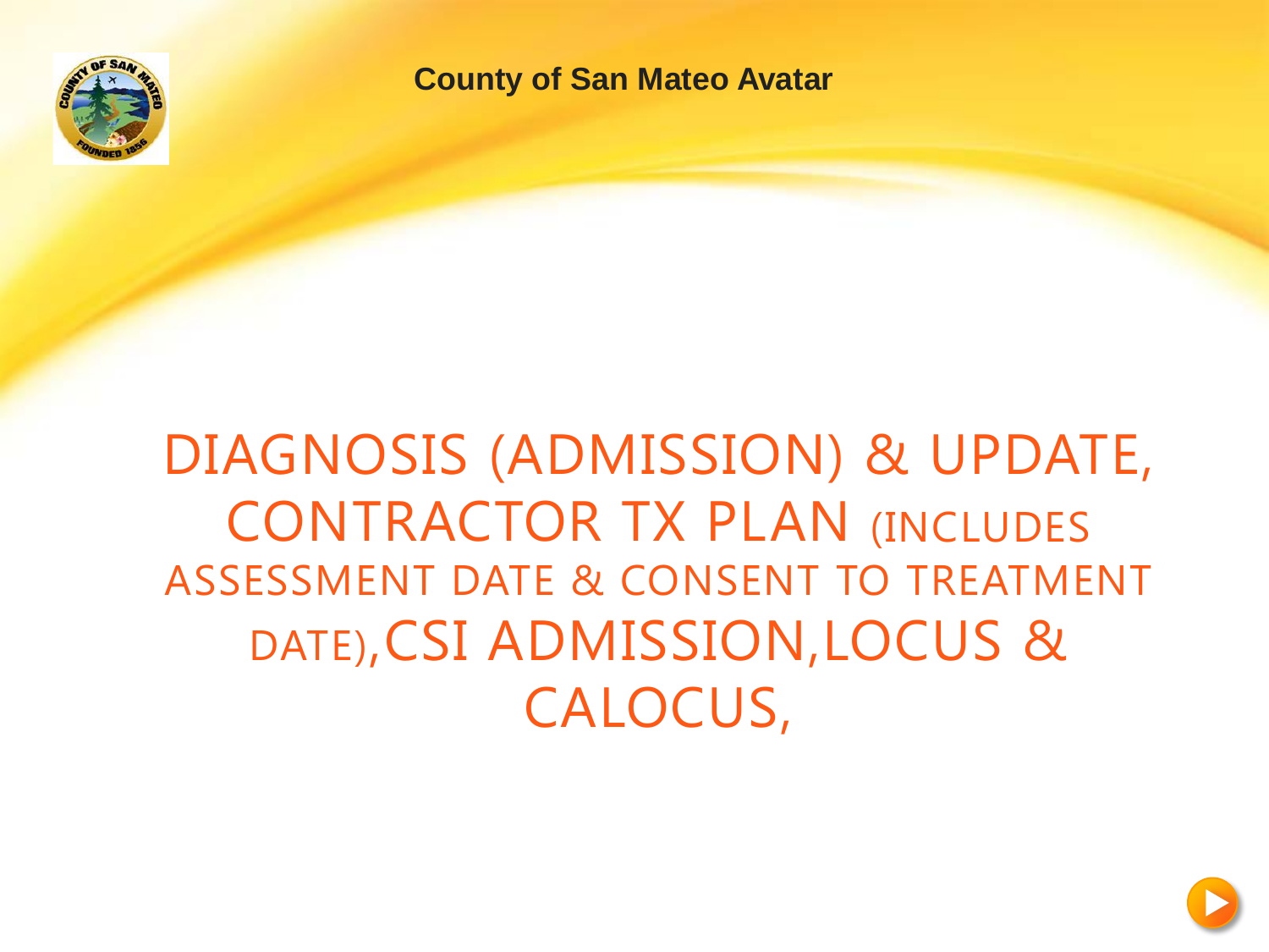County of San Mateo Avatar

# DIAGNOSIS (ADMISSION) & UPDATE, CONTRACTOR TX PLAN (INCLUDES ASSESSMENT DATE & CONSENT TO TREATMENT DATE),CSI ADMISSION,LOCUS & CALOCUS,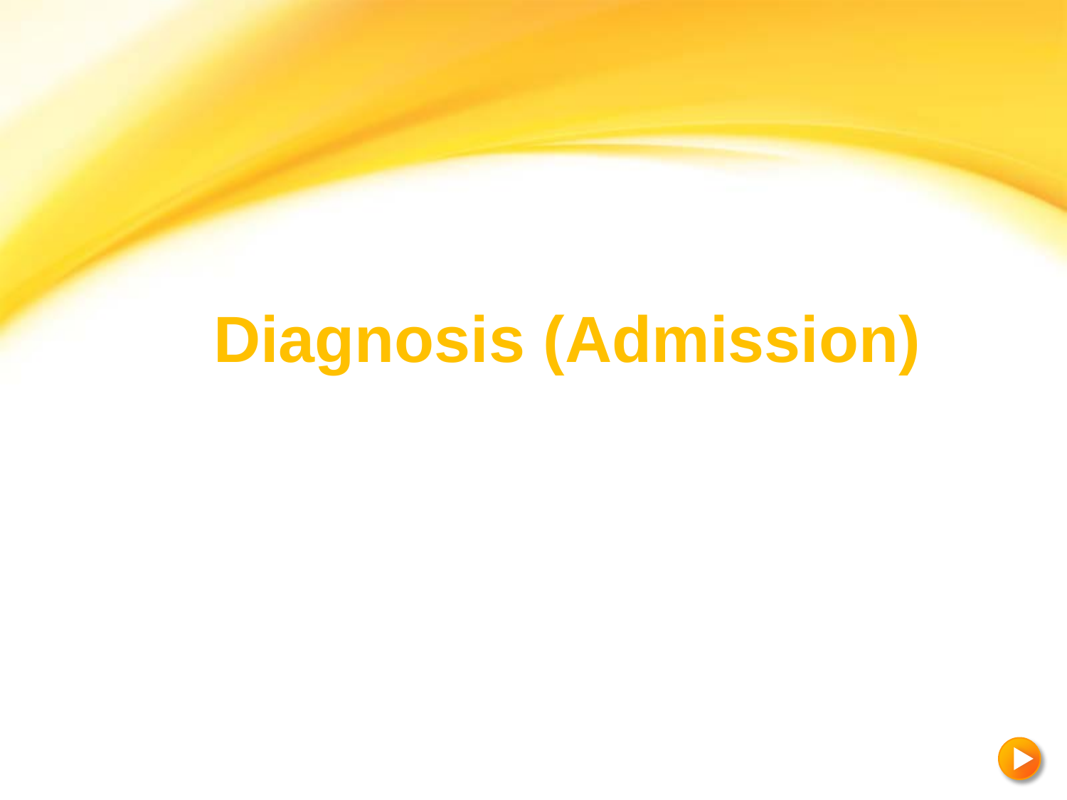# Diagnosis (Admission)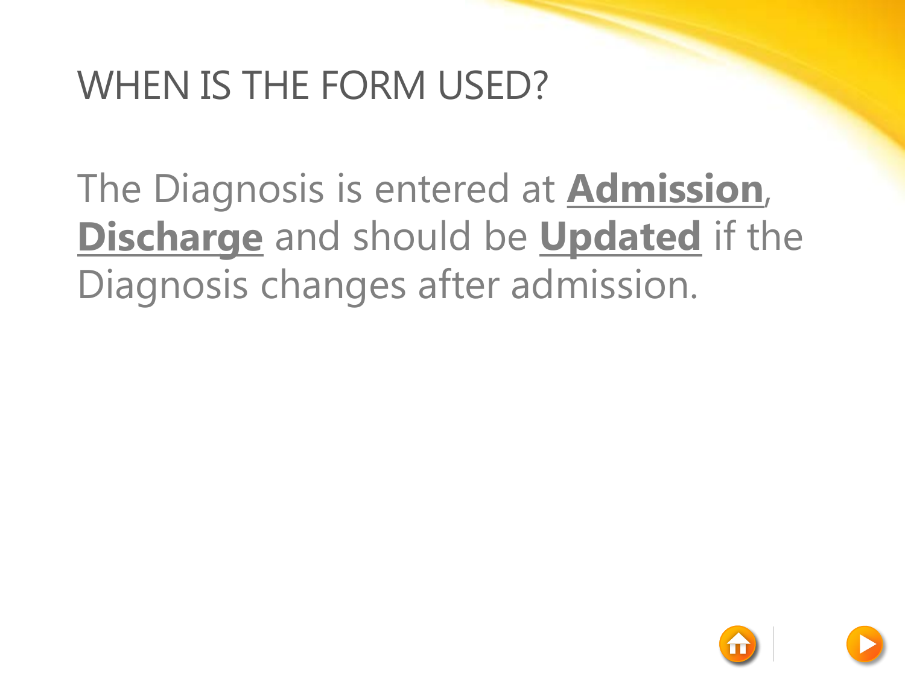# WHEN IS THE FORM USED?

The Diagnosis is entered at **Admission**, **Discharge** and should be **Updated** if the Diagnosis changes after admission.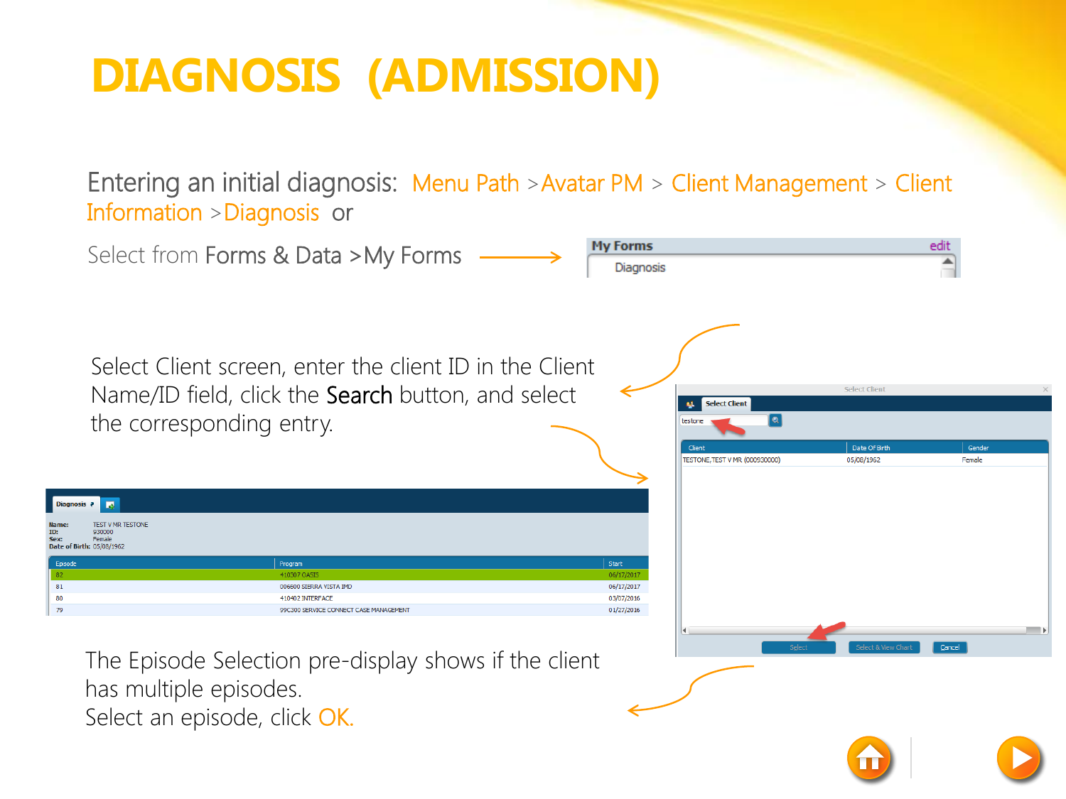# DIAGNOSIS (ADMISSION)

Entering an initial diagnosis: Menu Path > Avatar PM > Client Management > Client Information > Diagnosis or

Select from Forms & Data > My Forms

Select Client screen, enter the client ID in the Client Name/ID field, click the **Search** button, and select the corresponding entry.

The Episode Selection pre-display shows if the client has multiple episodes.

Select an episode, click OK.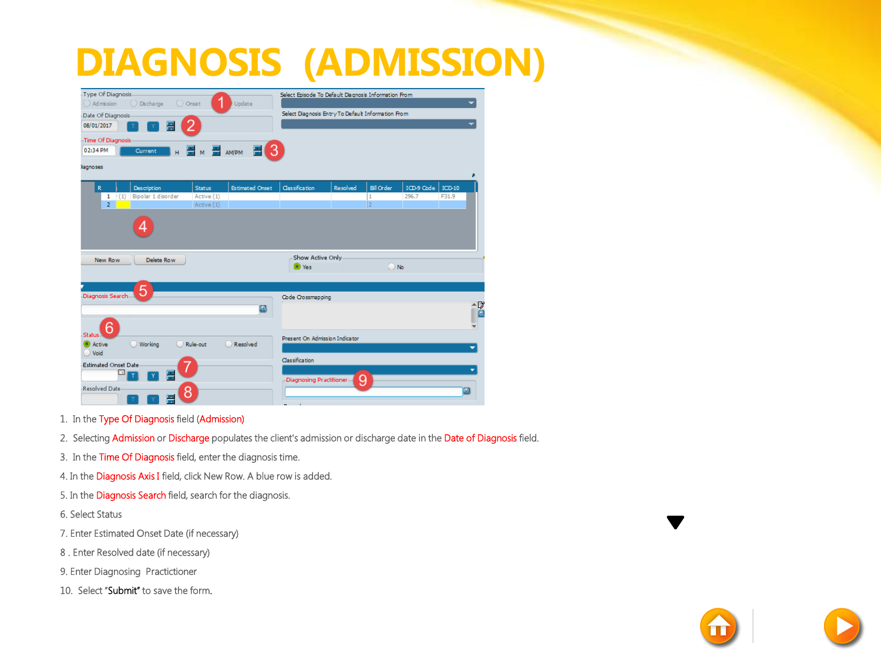# DIAGNOSIS (ADMISSION)

1. In the Type Of Diagnosis field (Admission)
2. Selecting Admission or Discharge populates the client's admission or discharge date in the Date of Diagnosis field.
3. In the Time Of Diagnosis field, enter the diagnosis time.
4. In the Diagnosis Axis I field, click New Row. A blue row is added.
5. In the Diagnosis Search field, search for the diagnosis.
6. Select Status
7. Enter Estimated Onset Date (if necessary)
8. Enter Resolved date (if necessary)
9. Enter Diagnosing Practictioner
10. Select "Submit" to save the form.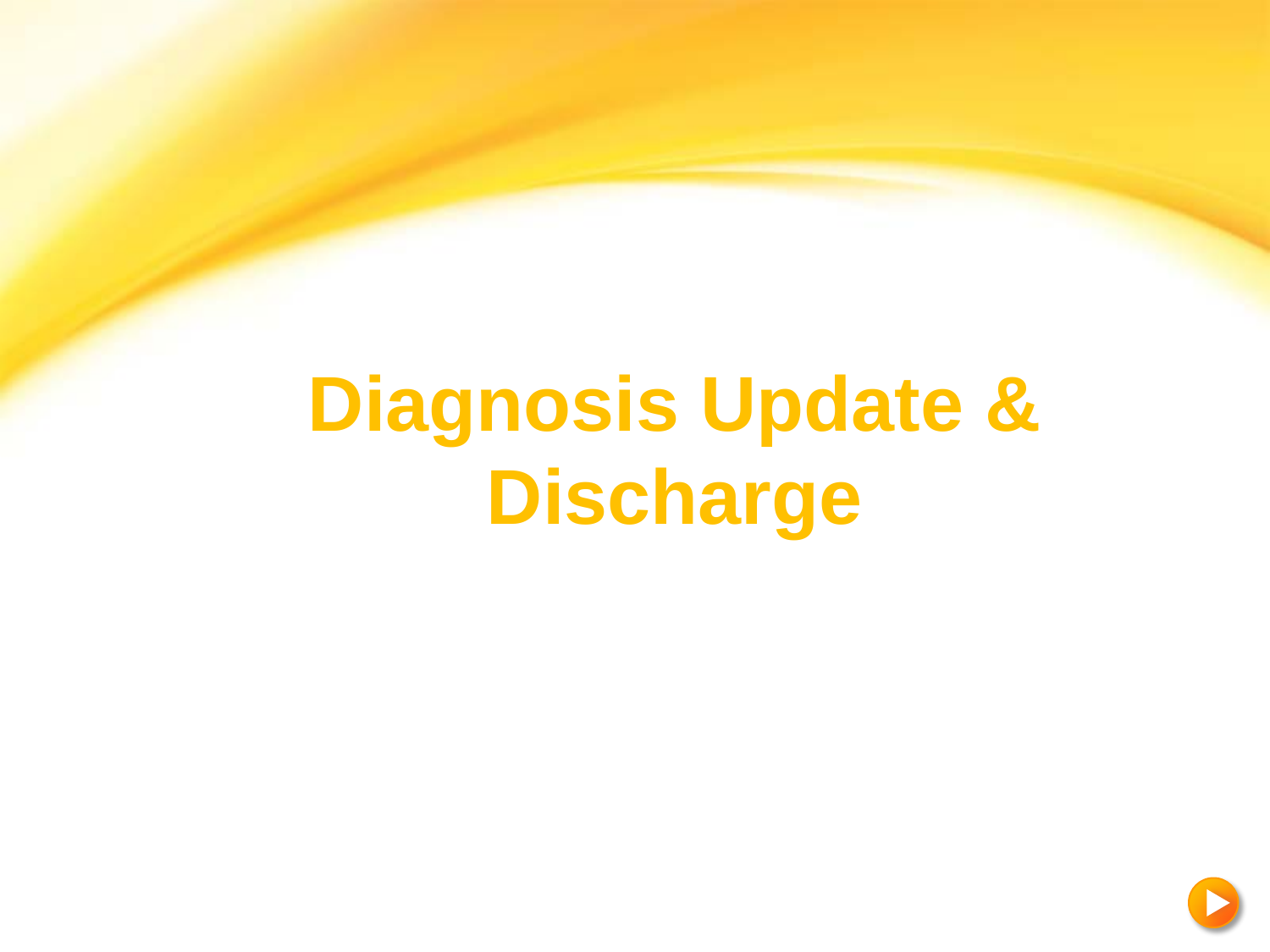# Diagnosis Update & Discharge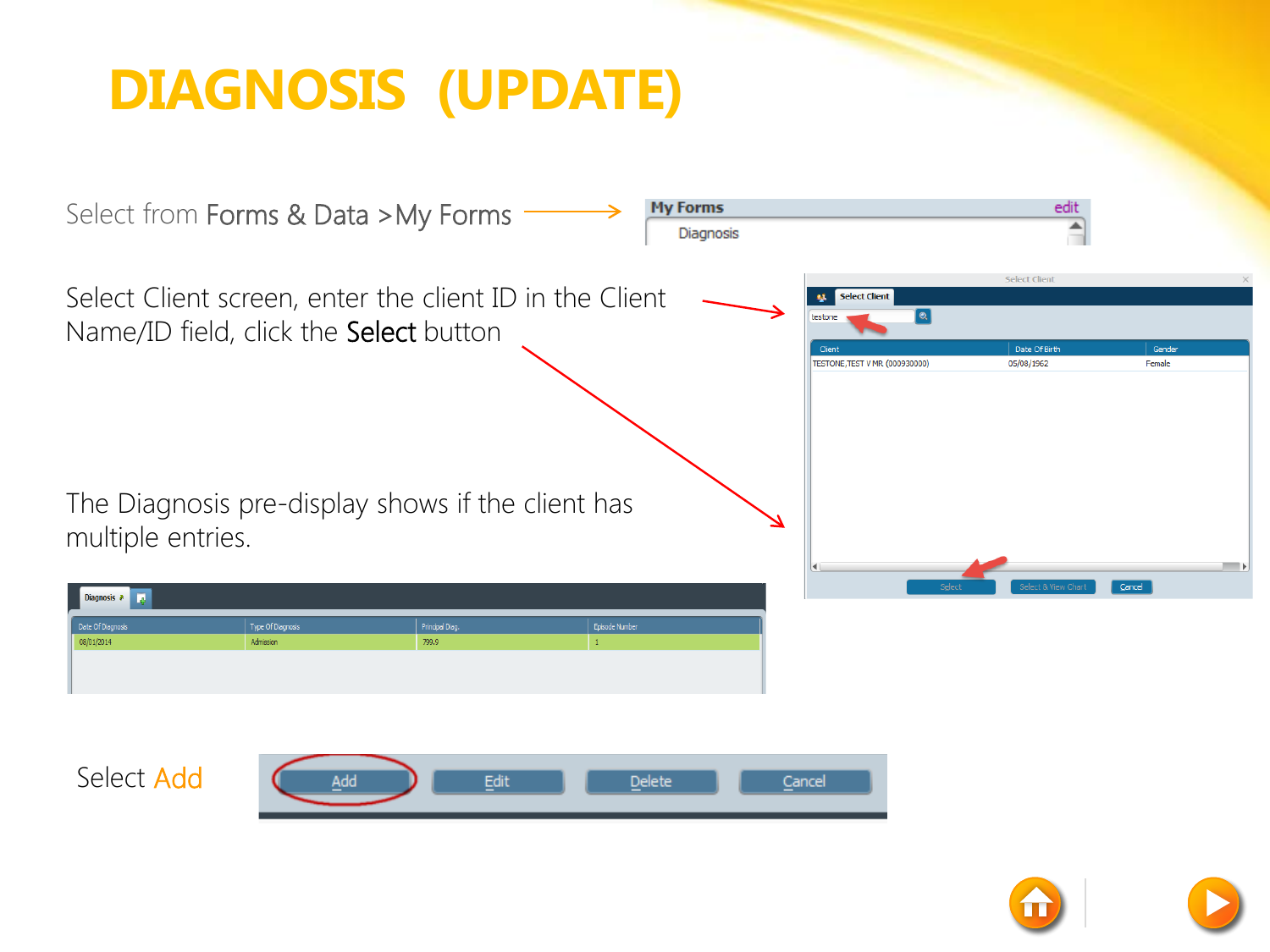# DIAGNOSIS (UPDATE)

Select from **Forms & Data** >**My Forms**

Select Client screen, enter the client ID in the Client Name/ID field, click the **Select** button

The Diagnosis pre-display shows if the client has multiple entries.

Select Add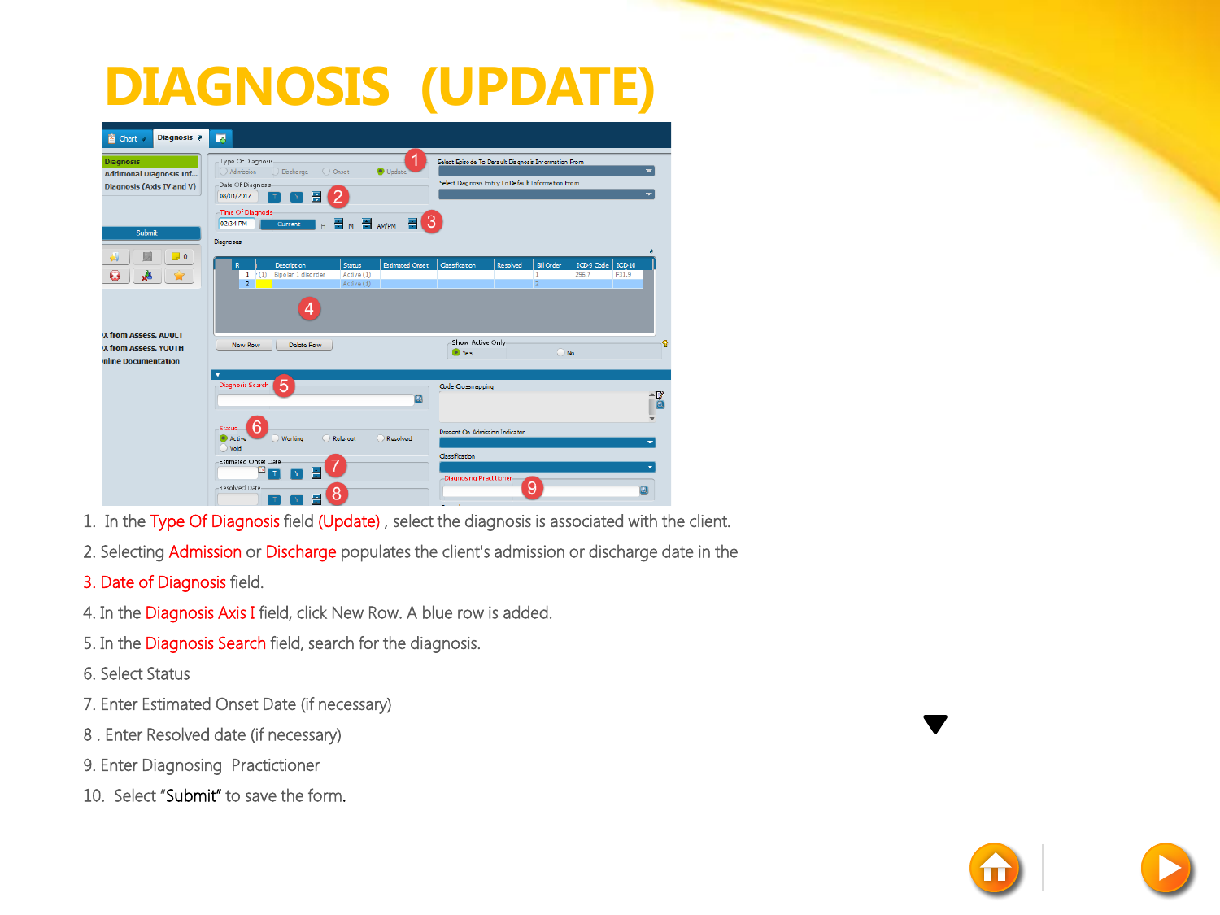# DIAGNOSIS (UPDATE)

1. In the Type Of Diagnosis field (Update) , select the diagnosis is associated with the client.
2. Selecting Admission or Discharge populates the client's admission or discharge date in the
3. Date of Diagnosis field.
4. In the Diagnosis Axis I field, click New Row. A blue row is added.
5. In the Diagnosis Search field, search for the diagnosis.
6. Select Status
7. Enter Estimated Onset Date (if necessary)
8. Enter Resolved date (if necessary)
9. Enter Diagnosing Practictioner
10. Select "Submit" to save the form.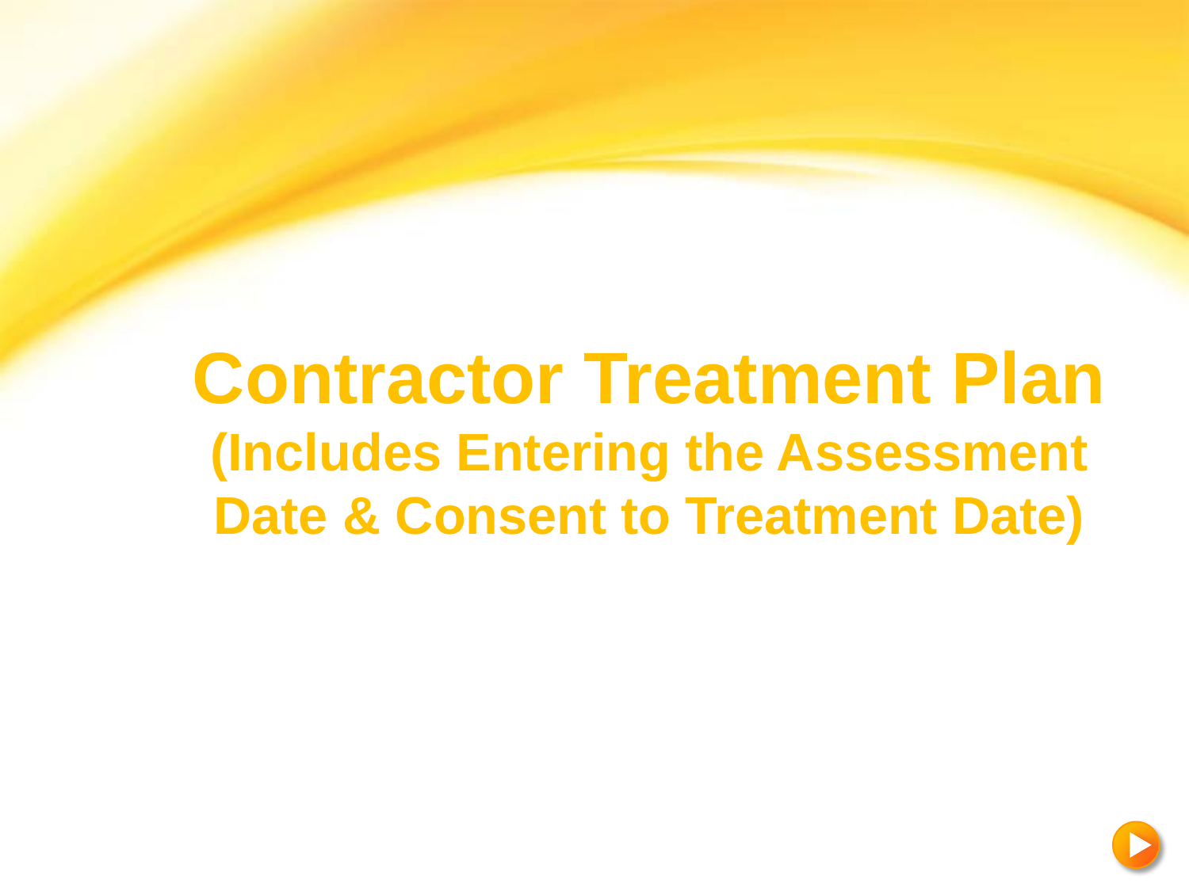# Contractor Treatment Plan

## (Includes Entering the Assessment Date & Consent to Treatment Date)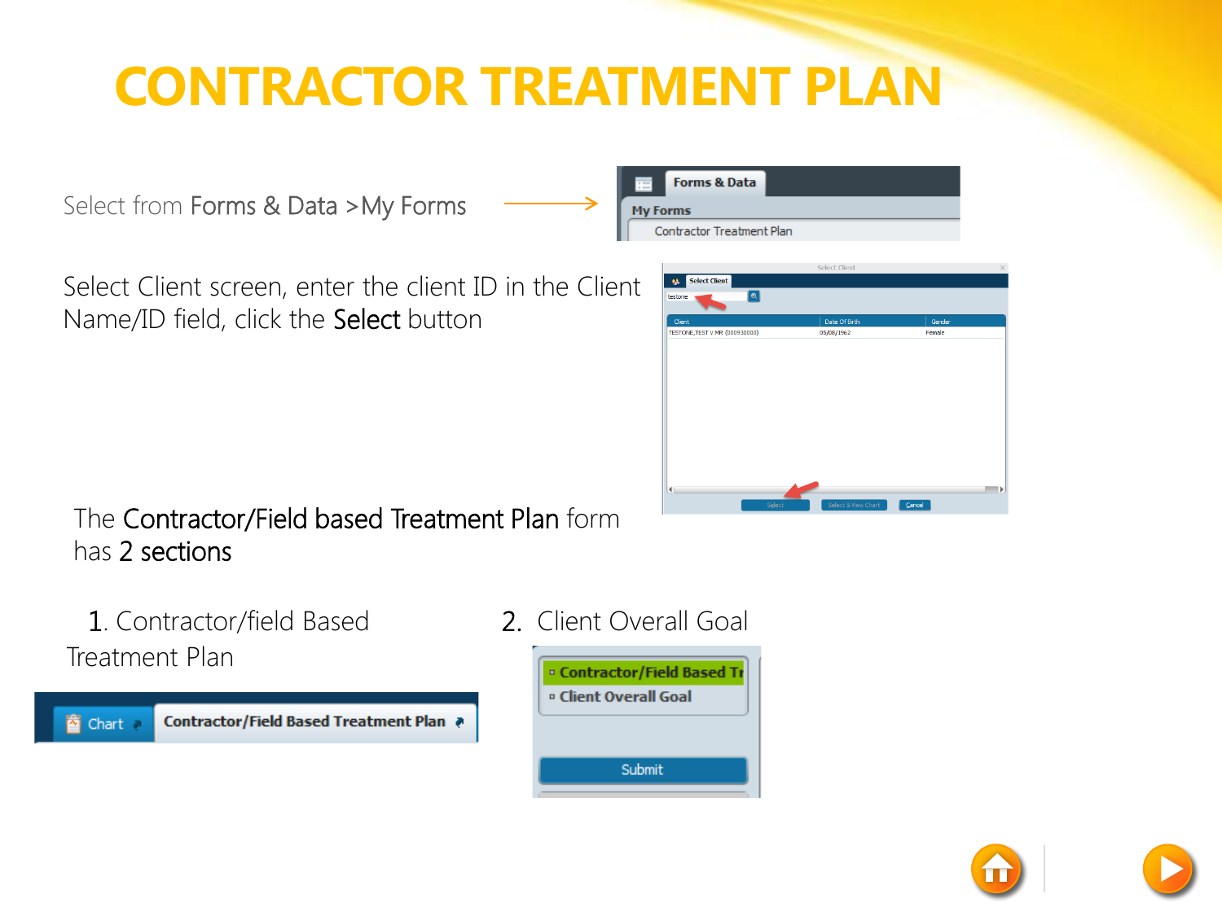# CONTRACTOR TREATMENT PLAN

Select from Forms & Data > My Forms

Select Client screen, enter the client ID in the Client Name/ID field, click the Select button

The Contractor/Field based Treatment Plan form has 2 sections

1. Contractor/field Based Treatment Plan

2. Client Overall Goal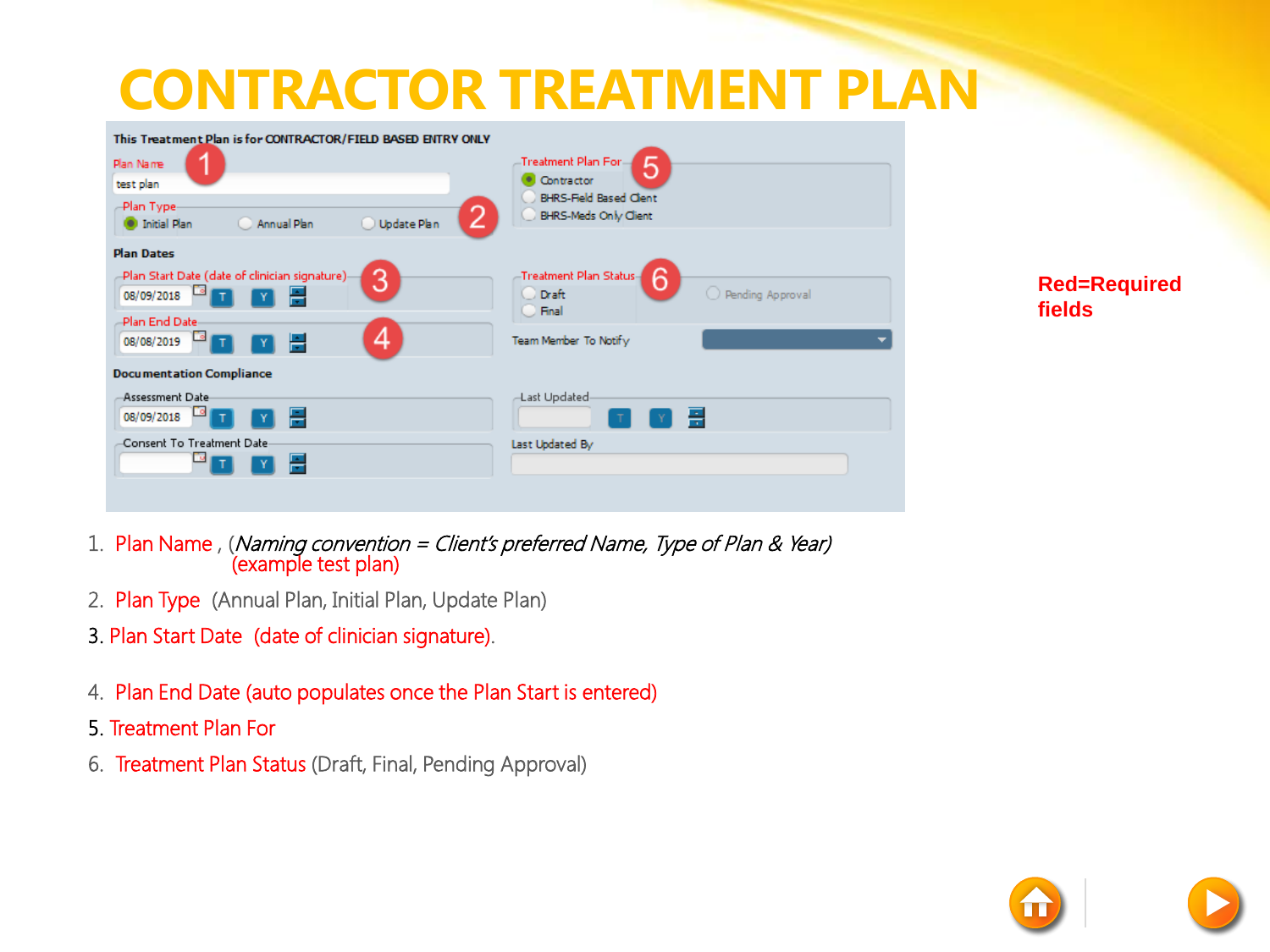# CONTRACTOR TREATMENT PLAN

This Treatment Plan is for CONTRACTOR/FIELD BASED ENTRY ONLY

Plan Name: test plan

Plan Type: Initial Plan / Annual Plan / Update Plan

Plan Dates

Plan Start Date (date of clinician signature): 08/09/2018

Plan End Date: 08/08/2019

Documentation Compliance

Assessment Date: 08/09/2018

Consent To Treatment Date

Treatment Plan For: Contractor / BHRS-Field Based Client / BHRS-Meds Only Client

Treatment Plan Status: Draft / Final / Pending Approval

Team Member To Notify

Last Updated

Last Updated By

Red=Required fields

1. Plan Name , (*Naming convention = Client's preferred Name, Type of Plan & Year)* (example test plan)
2. Plan Type (Annual Plan, Initial Plan, Update Plan)
3. Plan Start Date (date of clinician signature).
4. Plan End Date (auto populates once the Plan Start is entered)
5. Treatment Plan For
6. Treatment Plan Status (Draft, Final, Pending Approval)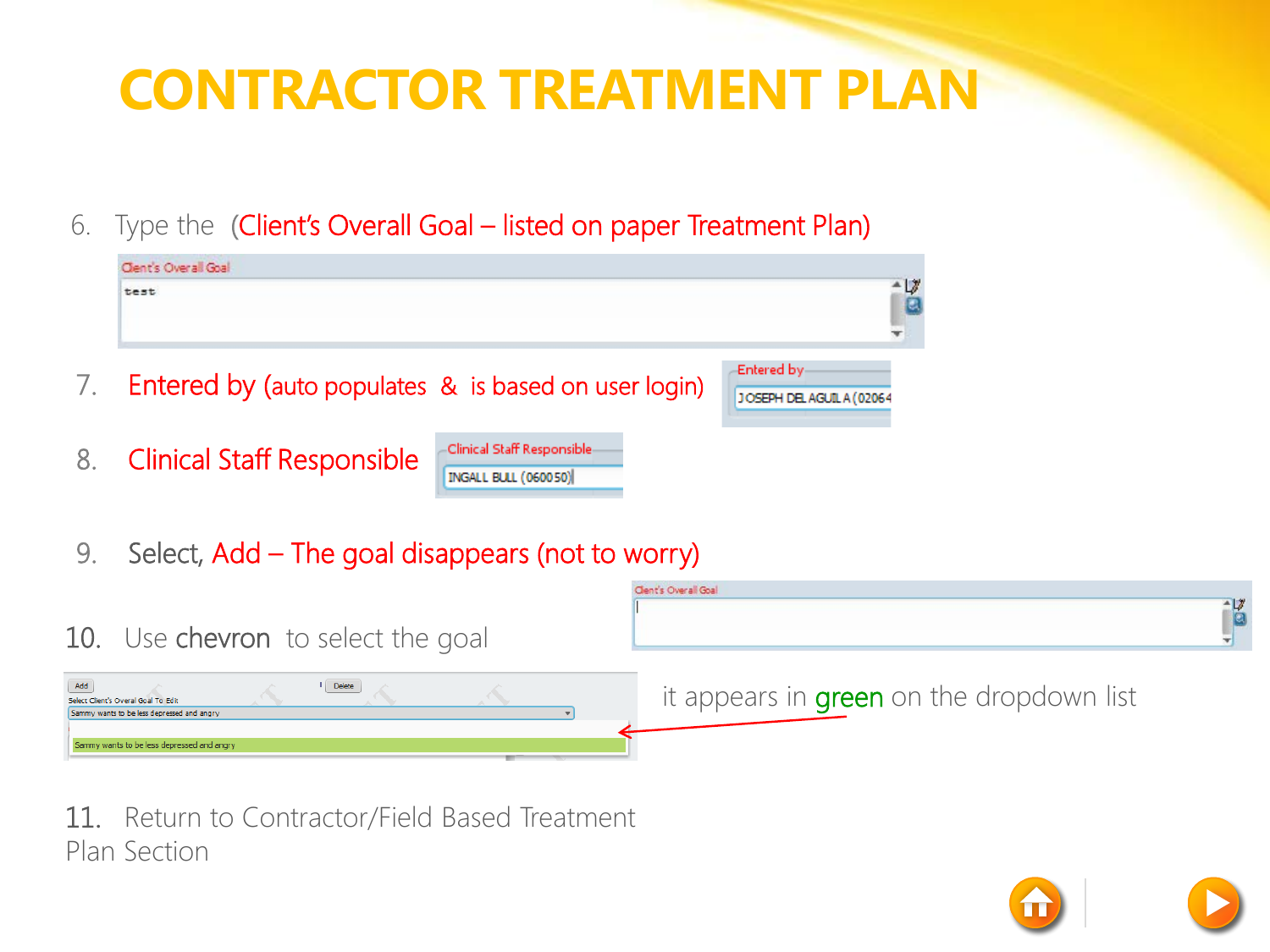# CONTRACTOR TREATMENT PLAN

6. Type the (Client's Overall Goal – listed on paper Treatment Plan)

7. Entered by (auto populates & is based on user login)

8. Clinical Staff Responsible

9. Select, Add – The goal disappears (not to worry)

10. Use chevron to select the goal

it appears in green on the dropdown list

11. Return to Contractor/Field Based Treatment Plan Section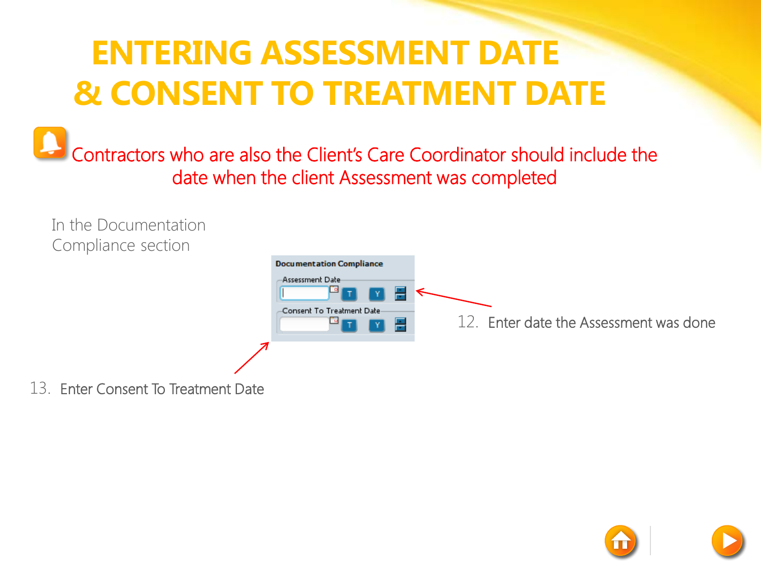# ENTERING ASSESSMENT DATE & CONSENT TO TREATMENT DATE

Contractors who are also the Client's Care Coordinator should include the date when the client Assessment was completed

In the Documentation Compliance section

Documentation Compliance

Assessment Date

Consent To Treatment Date

12. Enter date the Assessment was done

13. Enter Consent To Treatment Date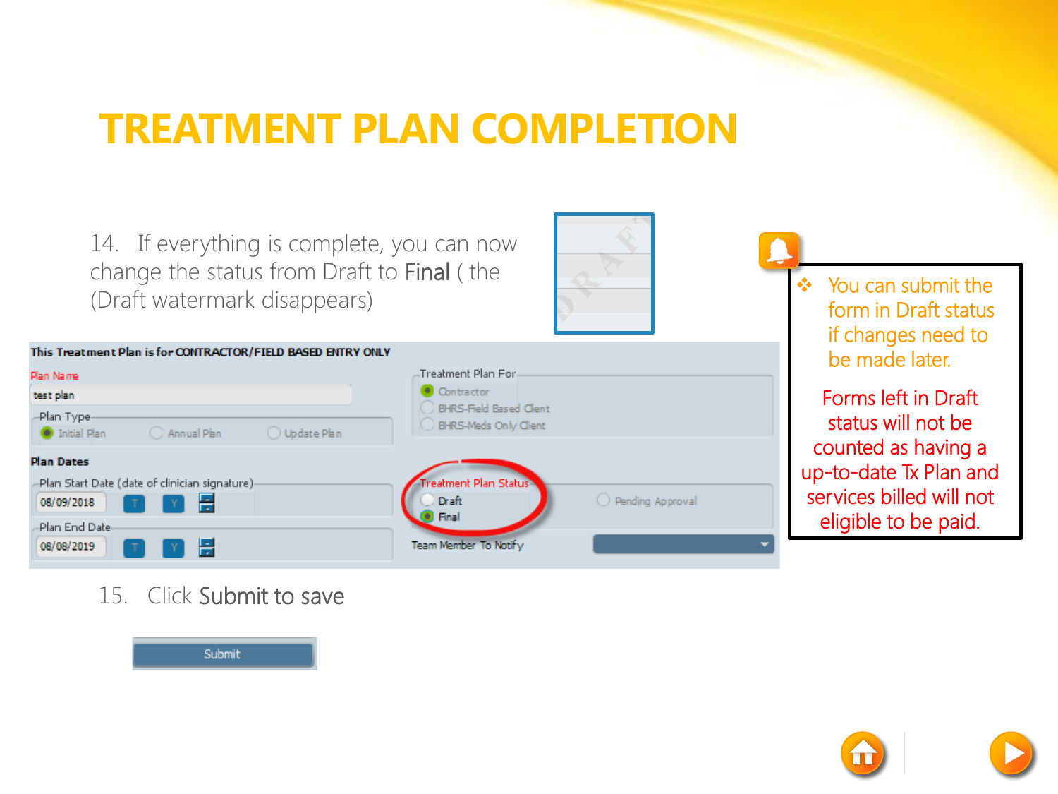# TREATMENT PLAN COMPLETION

14. If everything is complete, you can now change the status from Draft to **Final** ( the (Draft watermark disappears)

This Treatment Plan is for CONTRACTOR/FIELD BASED ENTRY ONLY

Plan Name

test plan

Plan Type

- Initial Plan
- Annual Plan
- Update Plan

Treatment Plan For

- Contractor
- BHRS-Field Based Client
- BHRS-Meds Only Client

Plan Dates

Plan Start Date (date of clinician signature)

08/09/2018

Plan End Date

08/08/2019

Treatment Plan Status

- Draft
- Final
- Pending Approval

Team Member To Notify

15. Click **Submit** to save

Submit

- You can submit the form in Draft status if changes need to be made later.

Forms left in Draft status will not be counted as having a up-to-date Tx Plan and services billed will not eligible to be paid.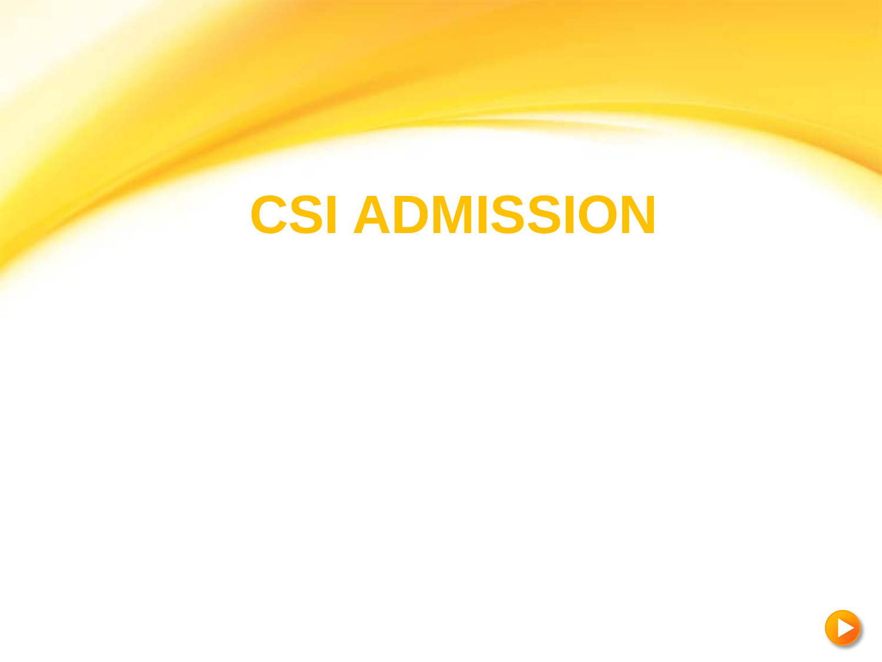# CSI ADMISSION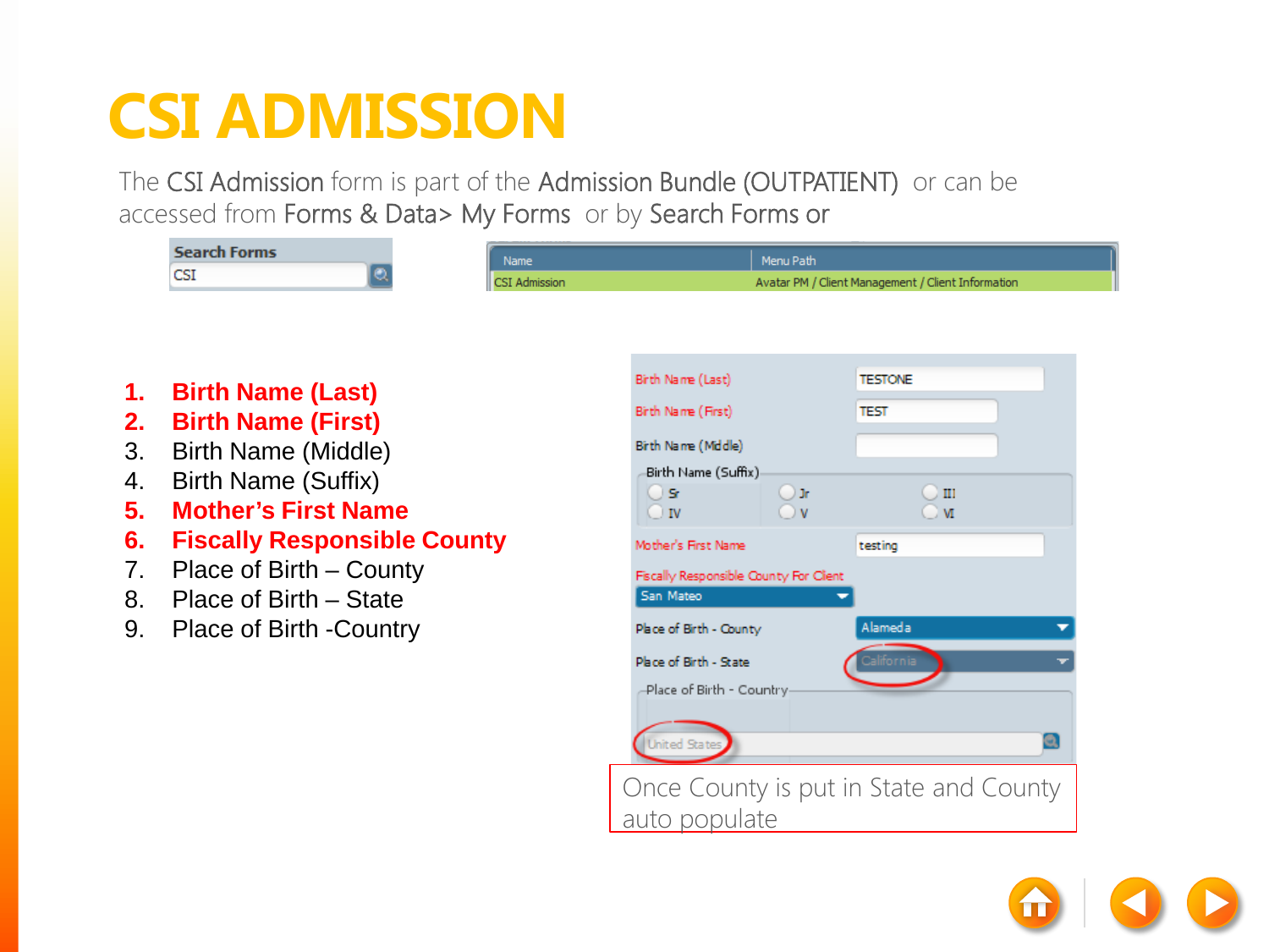# CSI ADMISSION

The CSI Admission form is part of the Admission Bundle (OUTPATIENT) or can be accessed from Forms & Data> My Forms or by Search Forms or

| Search Forms |
| --- |
| CSI |

| Name | Menu Path |
| --- | --- |
| CSI Admission | Avatar PM / Client Management / Client Information |

1. **Birth Name (Last)**
2. **Birth Name (First)**
3. Birth Name (Middle)
4. Birth Name (Suffix)
5. **Mother's First Name**
6. **Fiscally Responsible County**
7. Place of Birth – County
8. Place of Birth – State
9. Place of Birth -Country

| Field | Value |
| --- | --- |
| Birth Name (Last) | TESTONE |
| Birth Name (First) | TEST |
| Birth Name (Middle) | |
| Birth Name (Suffix) | Sr / Jr / III / IV / V / VI |
| Mother's First Name | testing |
| Fiscally Responsible County For Client | San Mateo |
| Place of Birth - County | Alameda |
| Place of Birth - State | California |
| Place of Birth - Country | United States |

Once County is put in State and County auto populate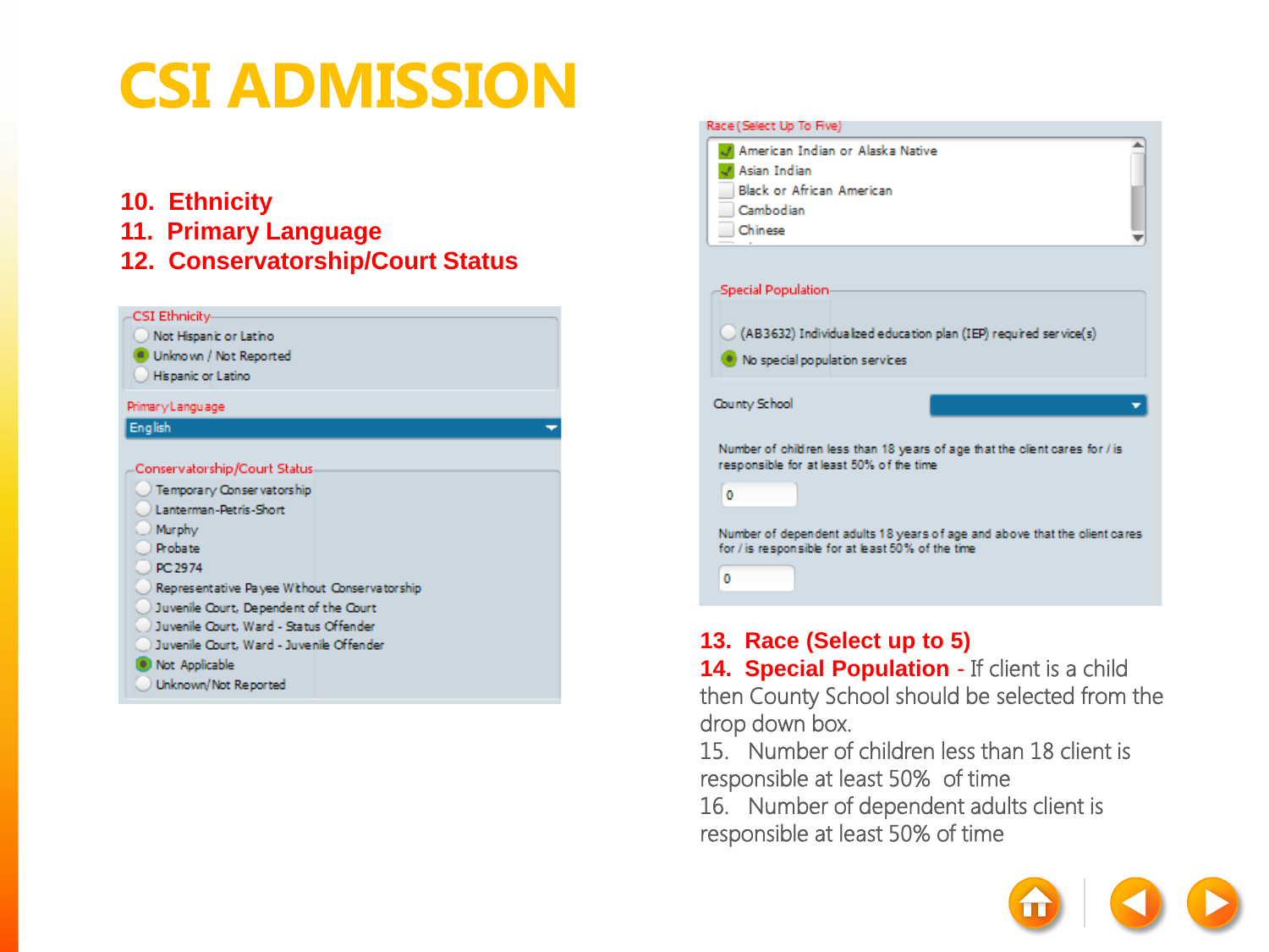# CSI ADMISSION

**10. Ethnicity**
**11. Primary Language**
**12. Conservatorship/Court Status**

CSI Ethnicity
- Not Hispanic or Latino
- Unknown / Not Reported (selected)
- Hispanic or Latino

Primary Language: English

Conservatorship/Court Status
- Temporary Conservatorship
- Lanterman-Petris-Short
- Murphy
- Probate
- PC 2974
- Representative Payee Without Conservatorship
- Juvenile Court, Dependent of the Court
- Juvenile Court, Ward - Status Offender
- Juvenile Court, Ward - Juvenile Offender
- Not Applicable (selected)
- Unknown/Not Reported

Race (Select Up To Five)
- American Indian or Alaska Native (checked)
- Asian Indian (checked)
- Black or African American
- Cambodian
- Chinese

Special Population
- (AB3632) Individualized education plan (IEP) required service(s)
- No special population services (selected)

County School

Number of children less than 18 years of age that the client cares for / is responsible for at least 50% of the time: 0

Number of dependent adults 18 years of age and above that the client cares for / is responsible for at least 50% of the time: 0

**13. Race (Select up to 5)**

**14. Special Population** - If client is a child then County School should be selected from the drop down box.

15. Number of children less than 18 client is responsible at least 50% of time

16. Number of dependent adults client is responsible at least 50% of time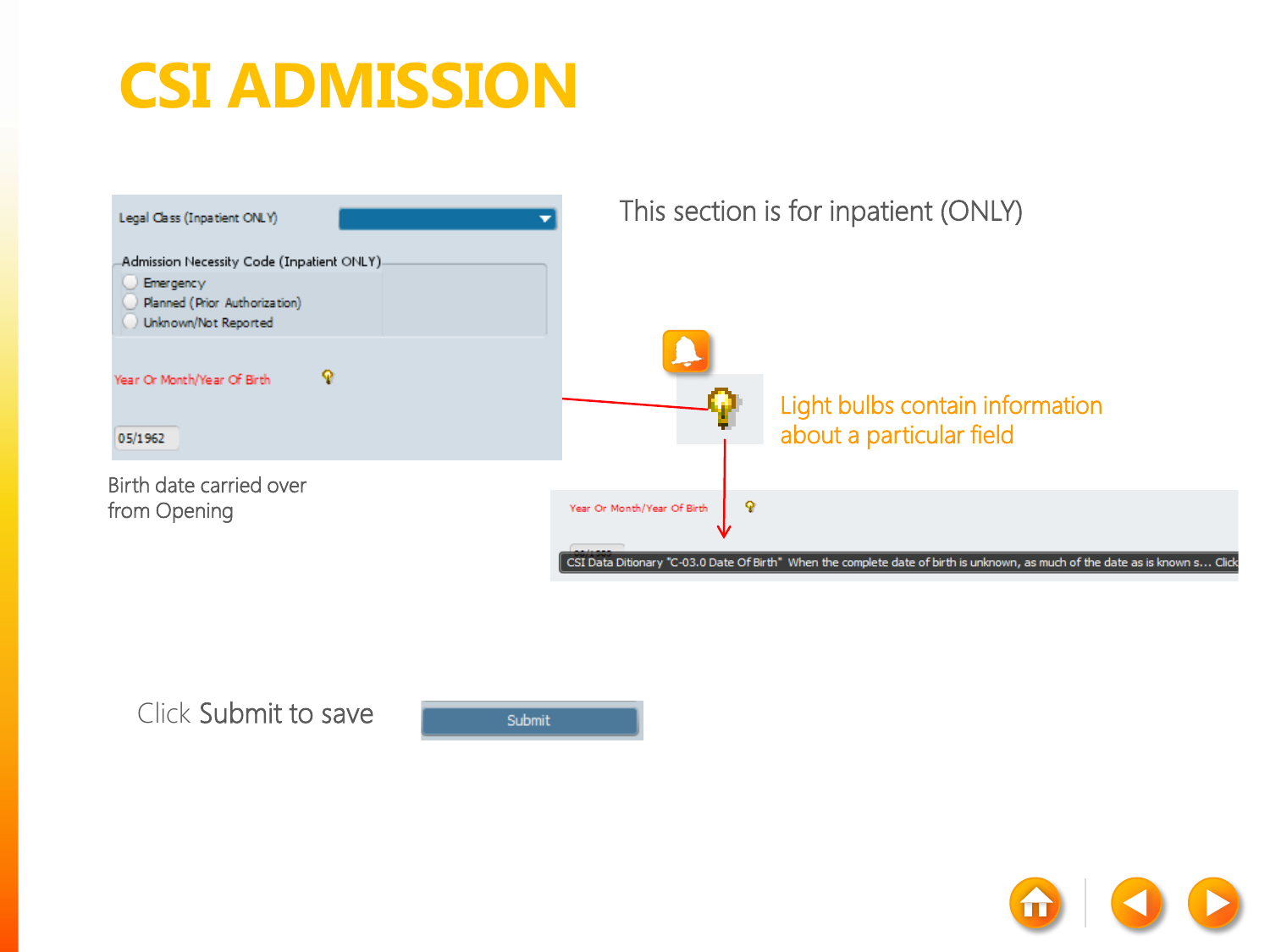# CSI ADMISSION

Legal Class (Inpatient ONLY)

Admission Necessity Code (Inpatient ONLY)

- Emergency
- Planned (Prior Authorization)
- Unknown/Not Reported

Year Or Month/Year Of Birth

05/1962

Birth date carried over from Opening

This section is for inpatient (ONLY)

Light bulbs contain information about a particular field

Year Or Month/Year Of Birth

CSI Data Dictionary "C-03.0 Date Of Birth" When the complete date of birth is unknown, as much of the date as is known s… Click

Click Submit to save

Submit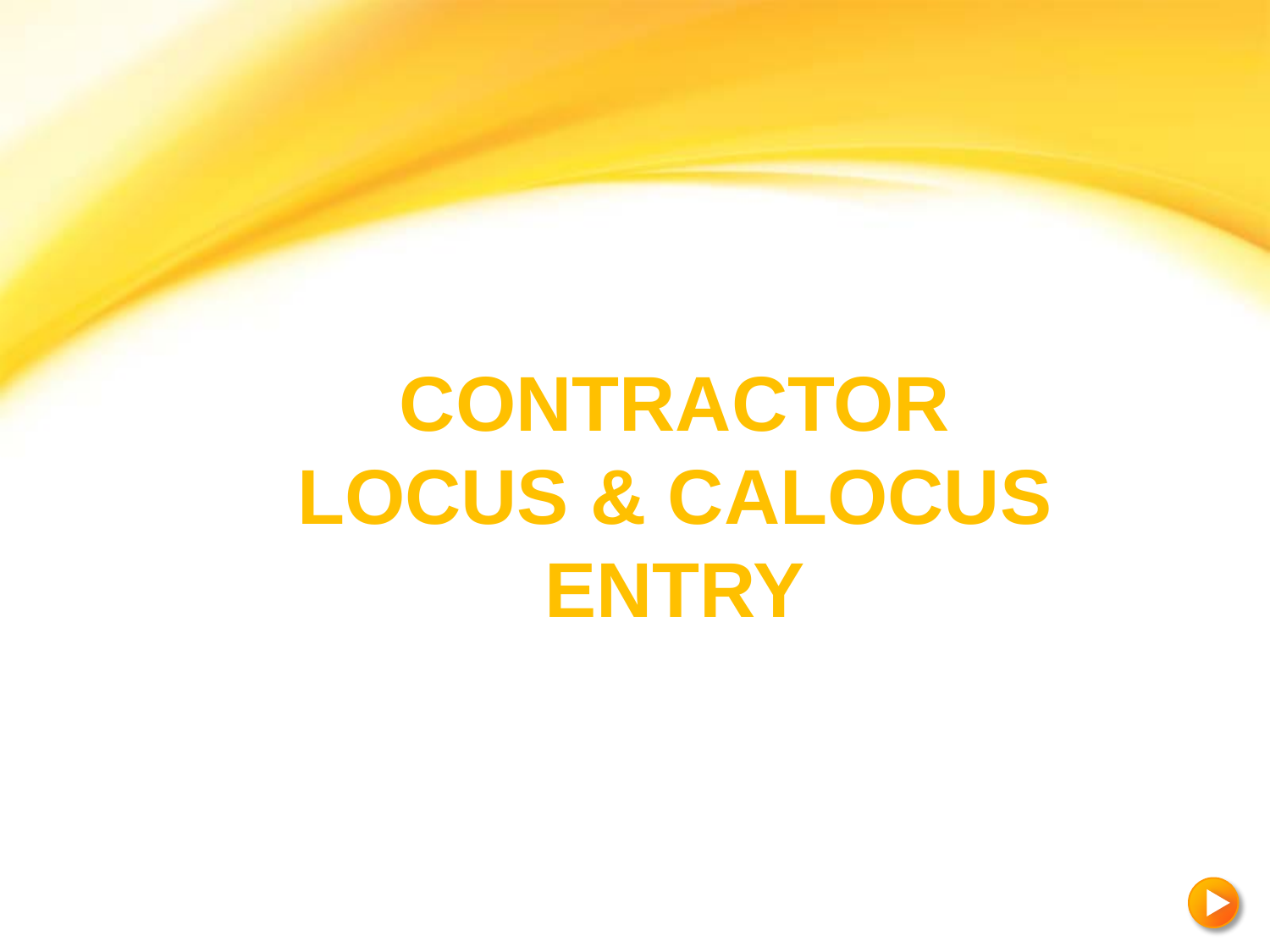# CONTRACTOR LOCUS & CALOCUS ENTRY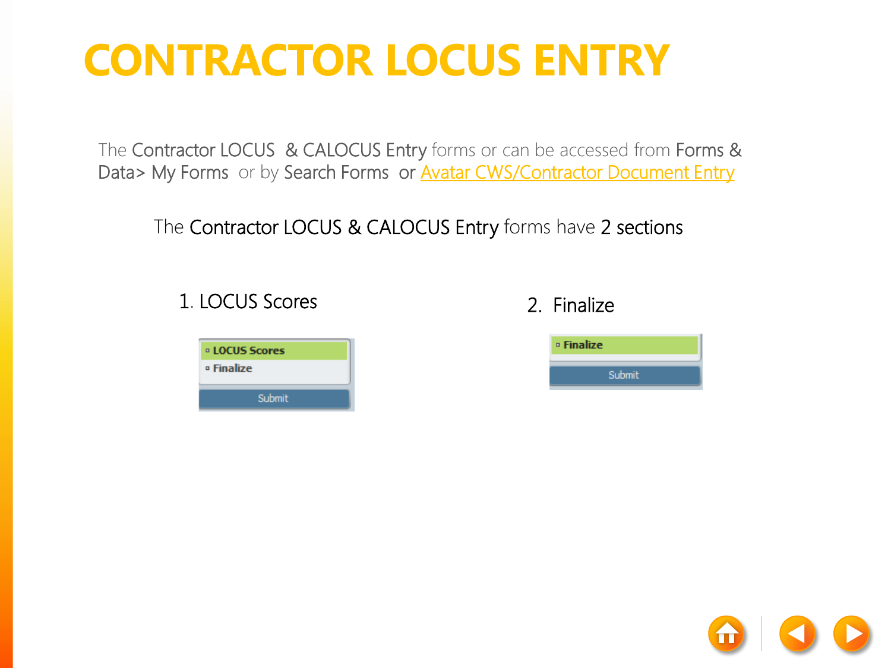# CONTRACTOR LOCUS ENTRY

The Contractor LOCUS  & CALOCUS Entry forms or can be accessed from Forms & Data> My Forms  or by Search Forms  or Avatar CWS/Contractor Document Entry

The Contractor LOCUS & CALOCUS Entry forms have 2 sections

1. LOCUS Scores

   - LOCUS Scores
   - Finalize

   Submit

2. Finalize

   - Finalize

   Submit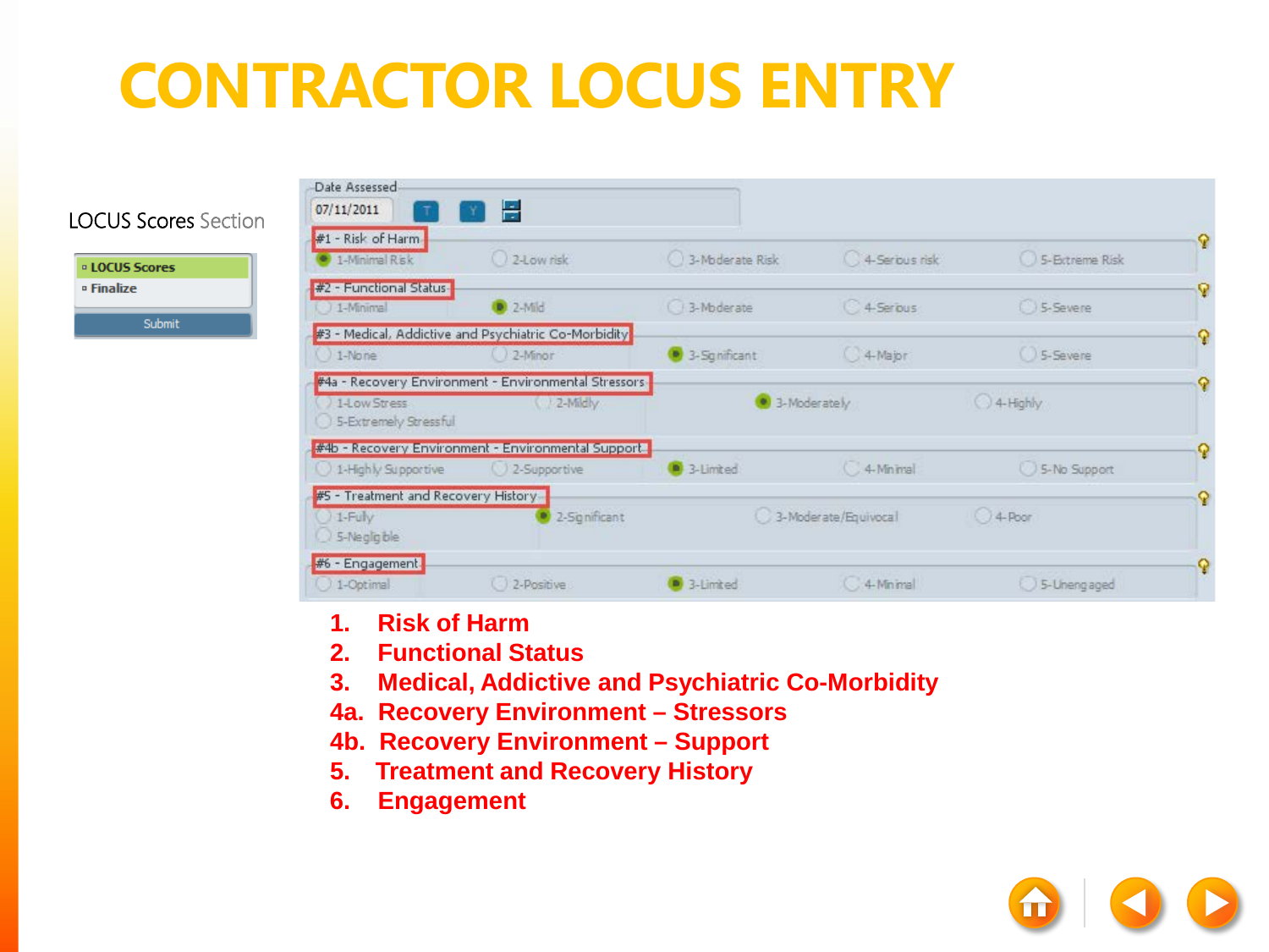# CONTRACTOR LOCUS ENTRY

LOCUS Scores Section

- LOCUS Scores
- Finalize

Submit

Date Assessed
07/11/2011

#1 - Risk of Harm
1-Minimal Risk | 2-Low risk | 3-Moderate Risk | 4-Serious risk | 5-Extreme Risk

#2 - Functional Status
1-Minimal | 2-Mild | 3-Moderate | 4-Serious | 5-Severe

#3 - Medical, Addictive and Psychiatric Co-Morbidity
1-None | 2-Minor | 3-Significant | 4-Major | 5-Severe

#4a - Recovery Environment - Environmental Stressors
1-Low Stress | 2-Mildly | 3-Moderately | 4-Highly | 5-Extremely Stressful

#4b - Recovery Environment - Environmental Support
1-Highly Supportive | 2-Supportive | 3-Limited | 4-Minimal | 5-No Support

#5 - Treatment and Recovery History
1-Fully | 2-Significant | 3-Moderate/Equivocal | 4-Poor | 5-Negligible

#6 - Engagement
1-Optimal | 2-Positive | 3-Limited | 4-Minimal | 5-Unengaged

1. Risk of Harm
2. Functional Status
3. Medical, Addictive and Psychiatric Co-Morbidity

4a. Recovery Environment – Stressors
4b. Recovery Environment – Support

5. Treatment and Recovery History
6. Engagement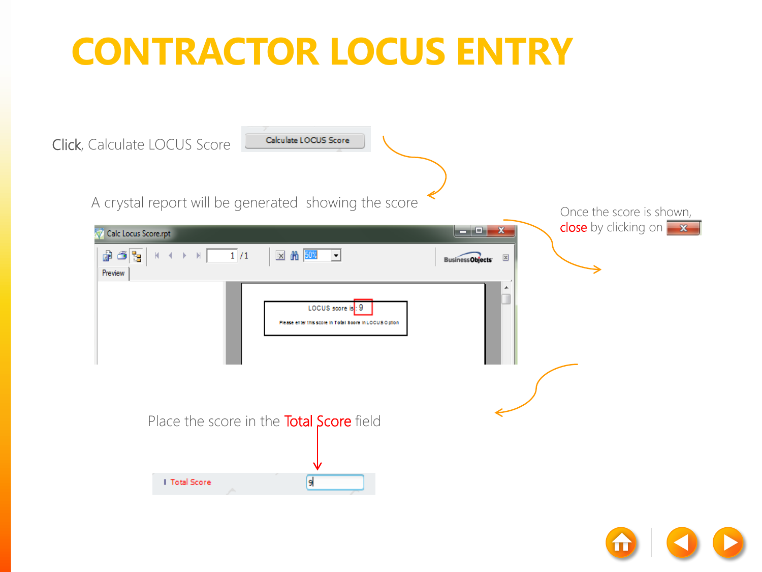# CONTRACTOR LOCUS ENTRY

Click, Calculate LOCUS Score

A crystal report will be generated showing the score

Once the score is shown, close by clicking on

Place the score in the Total Score field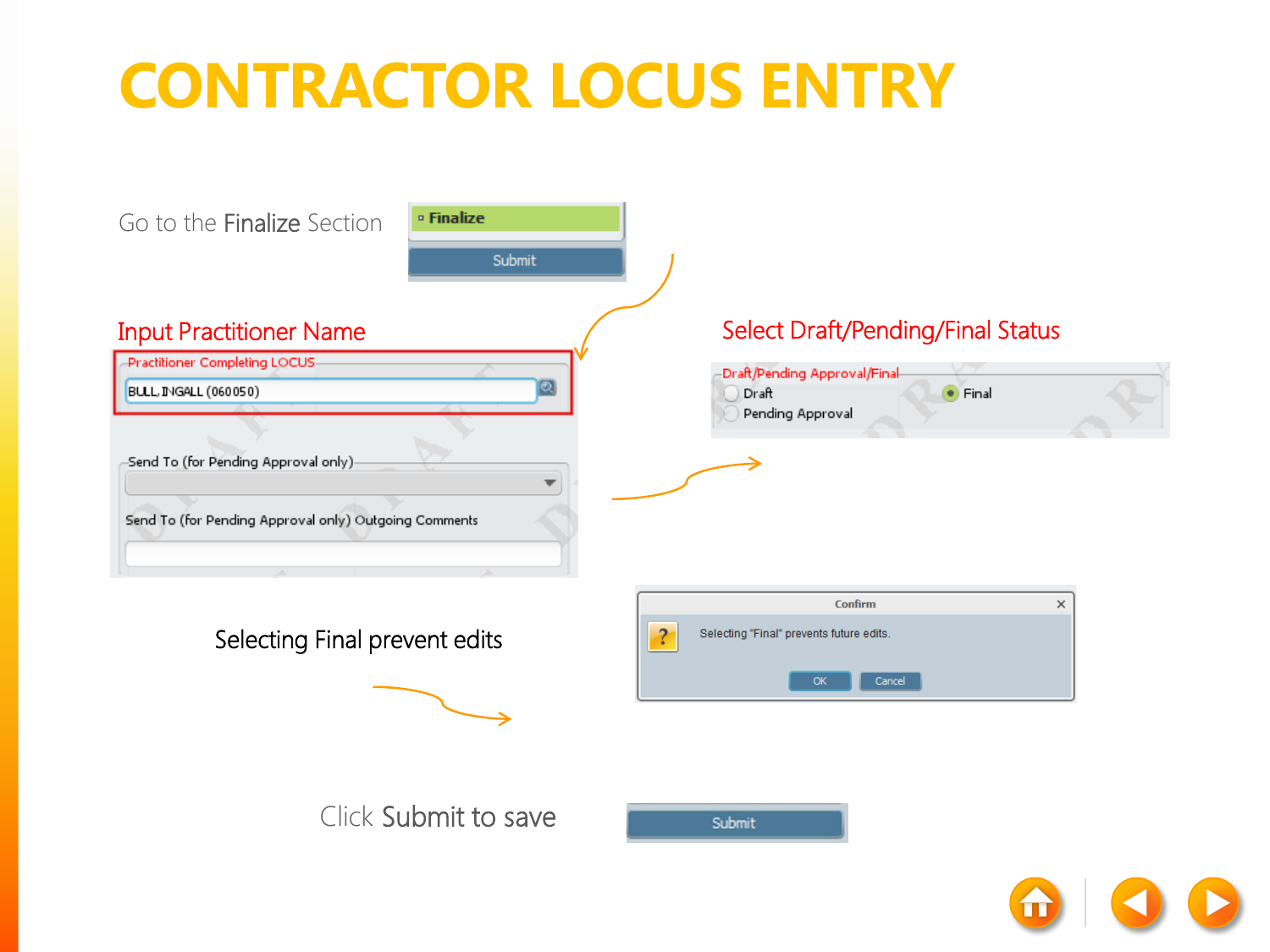# CONTRACTOR LOCUS ENTRY

Go to the Finalize Section

Finalize

Submit

Input Practitioner Name

Practitioner Completing LOCUS

BULL, INGALL (060050)

Send To (for Pending Approval only)

Send To (for Pending Approval only) Outgoing Comments

Select Draft/Pending/Final Status

Draft/Pending Approval/Final

- Draft
- Pending Approval
- Final

Selecting Final prevent edits

Confirm

Selecting "Final" prevents future edits.

OK Cancel

Click Submit to save

Submit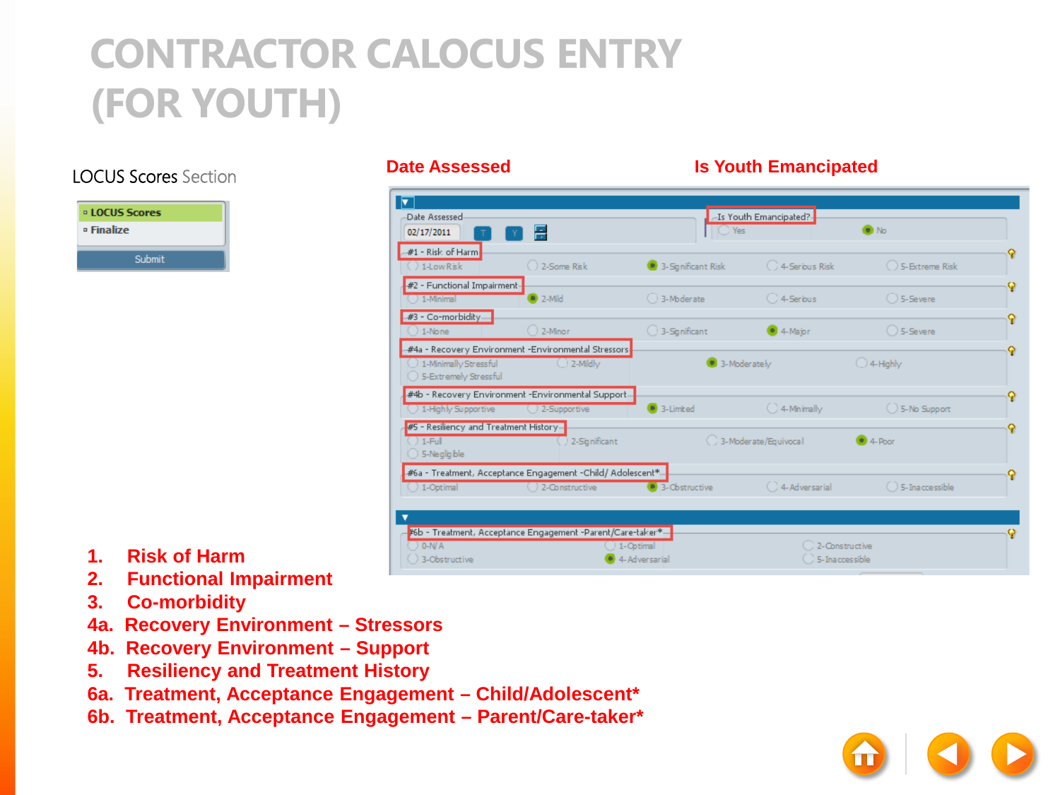# CONTRACTOR CALOCUS ENTRY (FOR YOUTH)

LOCUS Scores Section

- LOCUS Scores
- Finalize

Submit

**Date Assessed**

**Is Youth Emancipated**

Date Assessed: 02/17/2011

Is Youth Emancipated? Yes / No

#1 - Risk of Harm: 1-Low Risk, 2-Some Risk, 3-Significant Risk, 4-Serious Risk, 5-Extreme Risk

#2 - Functional Impairment: 1-Minimal, 2-Mild, 3-Moderate, 4-Serious, 5-Severe

#3 - Co-morbidity: 1-None, 2-Minor, 3-Significant, 4-Major, 5-Severe

#4a - Recovery Environment -Environmental Stressors: 1-Minimally Stressful, 2-Mildly, 3-Moderately, 4-Highly, 5-Extremely Stressful

#4b - Recovery Environment -Environmental Support: 1-Highly Supportive, 2-Supportive, 3-Limited, 4-Minimally, 5-No Support

#5 - Resiliency and Treatment History: 1-Full, 2-Significant, 3-Moderate/Equivocal, 4-Poor, 5-Negligible

#6a - Treatment, Acceptance Engagement -Child/ Adolescent*: 1-Optimal, 2-Constructive, 3-Obstructive, 4-Adversarial, 5-Inaccessible

#6b - Treatment, Acceptance Engagement -Parent/Care-taker*: 0-N/A, 1-Optimal, 2-Constructive, 3-Obstructive, 4-Adversarial, 5-Inaccessible

1. **Risk of Harm**
2. **Functional Impairment**
3. **Co-morbidity**

4a. **Recovery Environment – Stressors**
4b. **Recovery Environment – Support**

5. **Resiliency and Treatment History**

6a. **Treatment, Acceptance Engagement – Child/Adolescent***
6b. **Treatment, Acceptance Engagement – Parent/Care-taker***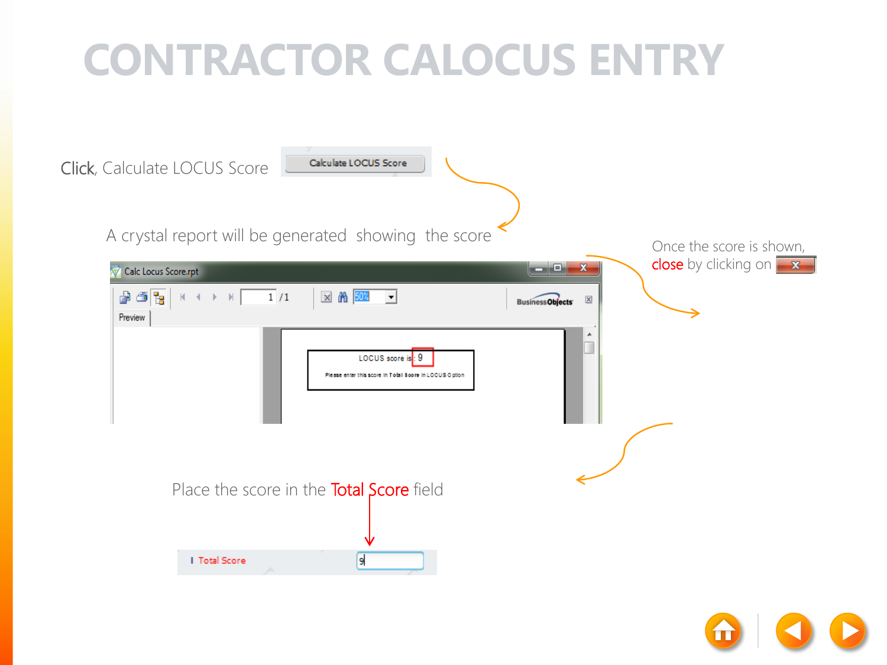# CONTRACTOR CALOCUS ENTRY

Click, Calculate LOCUS Score

A crystal report will be generated showing the score

Once the score is shown, close by clicking on

Place the score in the Total Score field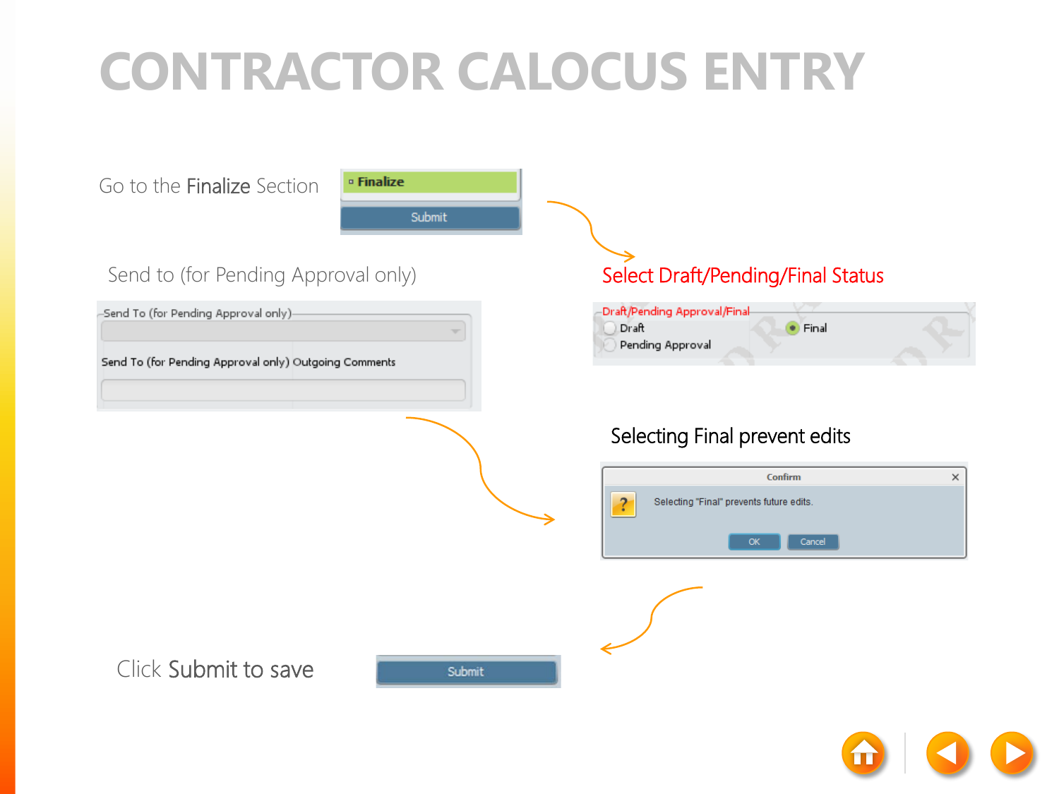# CONTRACTOR CALOCUS ENTRY

Go to the Finalize Section

Finalize

Submit

Select Draft/Pending/Final Status

Draft/Pending Approval/Final

Draft

Pending Approval

Final

Send to (for Pending Approval only)

Send To (for Pending Approval only)

Send To (for Pending Approval only) Outgoing Comments

Selecting Final prevent edits

Confirm

Selecting "Final" prevents future edits.

OK Cancel

Click Submit to save

Submit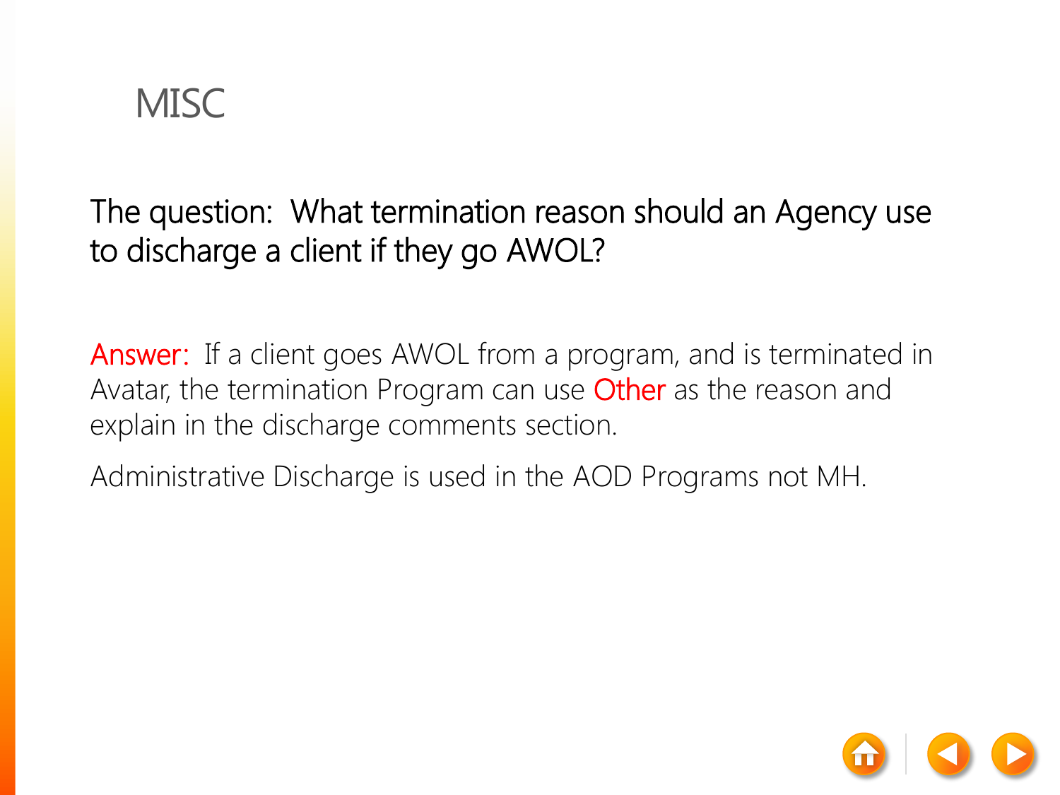# MISC

The question: What termination reason should an Agency use to discharge a client if they go AWOL?

Answer: If a client goes AWOL from a program, and is terminated in Avatar, the termination Program can use Other as the reason and explain in the discharge comments section.

Administrative Discharge is used in the AOD Programs not MH.